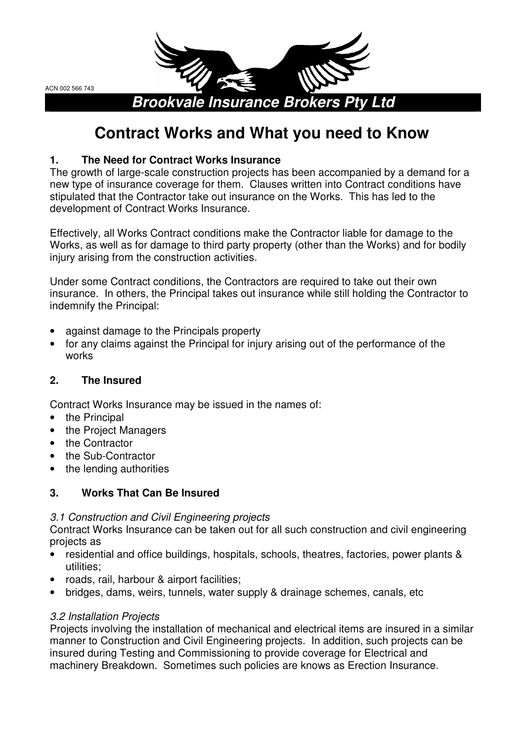ACN 002 566 743

**Brookvale Insurance Brokers Pty Ltd**

# Contract Works and What you need to Know

## 1. The Need for Contract Works Insurance

The growth of large-scale construction projects has been accompanied by a demand for a new type of insurance coverage for them. Clauses written into Contract conditions have stipulated that the Contractor take out insurance on the Works. This has led to the development of Contract Works Insurance.

Effectively, all Works Contract conditions make the Contractor liable for damage to the Works, as well as for damage to third party property (other than the Works) and for bodily injury arising from the construction activities.

Under some Contract conditions, the Contractors are required to take out their own insurance. In others, the Principal takes out insurance while still holding the Contractor to indemnify the Principal:

- against damage to the Principals property
- for any claims against the Principal for injury arising out of the performance of the works

## 2. The Insured

Contract Works Insurance may be issued in the names of:

- the Principal
- the Project Managers
- the Contractor
- the Sub-Contractor
- the lending authorities

## 3. Works That Can Be Insured

*3.1 Construction and Civil Engineering projects*

Contract Works Insurance can be taken out for all such construction and civil engineering projects as

- residential and office buildings, hospitals, schools, theatres, factories, power plants & utilities;
- roads, rail, harbour & airport facilities;
- bridges, dams, weirs, tunnels, water supply & drainage schemes, canals, etc

*3.2 Installation Projects*

Projects involving the installation of mechanical and electrical items are insured in a similar manner to Construction and Civil Engineering projects. In addition, such projects can be insured during Testing and Commissioning to provide coverage for Electrical and machinery Breakdown. Sometimes such policies are knows as Erection Insurance.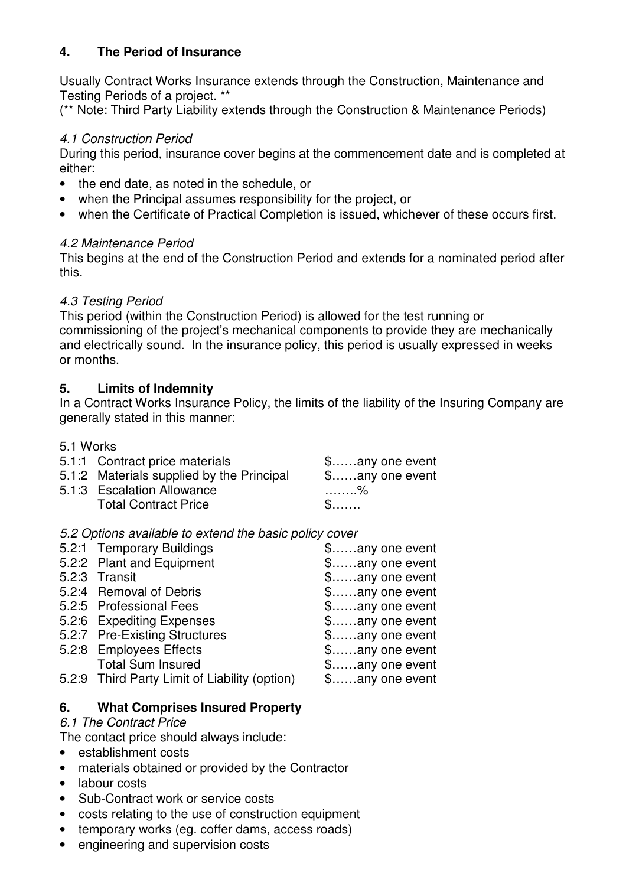## 4. The Period of Insurance

Usually Contract Works Insurance extends through the Construction, Maintenance and Testing Periods of a project. **
(** Note: Third Party Liability extends through the Construction & Maintenance Periods)

### *4.1 Construction Period*

During this period, insurance cover begins at the commencement date and is completed at either:

- the end date, as noted in the schedule, or
- when the Principal assumes responsibility for the project, or
- when the Certificate of Practical Completion is issued, whichever of these occurs first.

### *4.2 Maintenance Period*

This begins at the end of the Construction Period and extends for a nominated period after this.

### *4.3 Testing Period*

This period (within the Construction Period) is allowed for the test running or commissioning of the project's mechanical components to provide they are mechanically and electrically sound. In the insurance policy, this period is usually expressed in weeks or months.

## 5. Limits of Indemnity

In a Contract Works Insurance Policy, the limits of the liability of the Insuring Company are generally stated in this manner:

5.1 Works

| | | |
|---|---|---|
| 5.1:1 | Contract price materials | $……any one event |
| 5.1:2 | Materials supplied by the Principal | $……any one event |
| 5.1:3 | Escalation Allowance | ……..% |
| | Total Contract Price | $……. |

*5.2 Options available to extend the basic policy cover*

| | | |
|---|---|---|
| 5.2:1 | Temporary Buildings | $……any one event |
| 5.2:2 | Plant and Equipment | $……any one event |
| 5.2:3 | Transit | $……any one event |
| 5.2:4 | Removal of Debris | $……any one event |
| 5.2:5 | Professional Fees | $……any one event |
| 5.2:6 | Expediting Expenses | $……any one event |
| 5.2:7 | Pre-Existing Structures | $……any one event |
| 5.2:8 | Employees Effects | $……any one event |
| | Total Sum Insured | $……any one event |
| 5.2:9 | Third Party Limit of Liability (option) | $……any one event |

## 6. What Comprises Insured Property

*6.1 The Contract Price*

The contact price should always include:

- establishment costs
- materials obtained or provided by the Contractor
- labour costs
- Sub-Contract work or service costs
- costs relating to the use of construction equipment
- temporary works (eg. coffer dams, access roads)
- engineering and supervision costs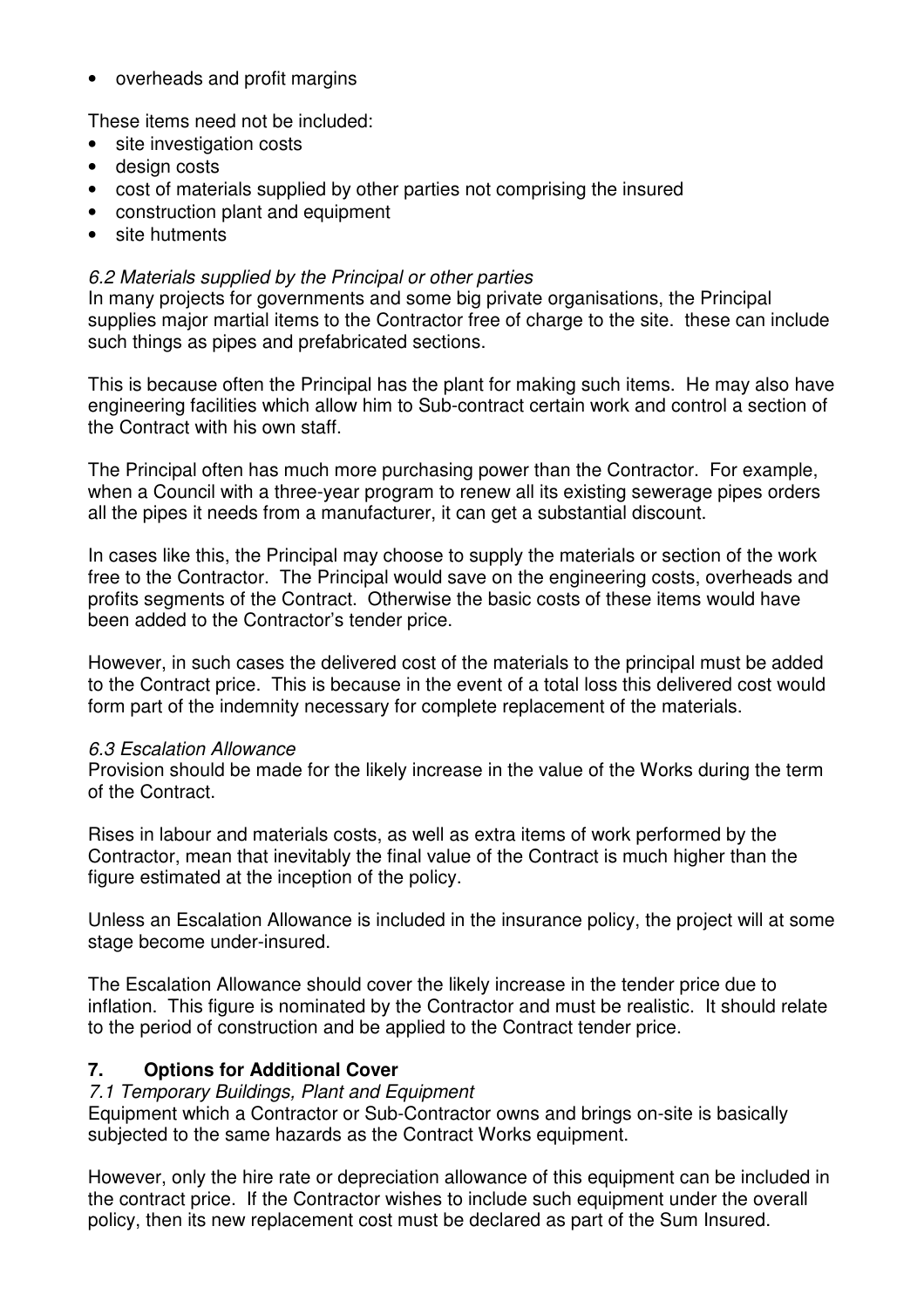- overheads and profit margins

These items need not be included:

- site investigation costs
- design costs
- cost of materials supplied by other parties not comprising the insured
- construction plant and equipment
- site hutments

*6.2 Materials supplied by the Principal or other parties*

In many projects for governments and some big private organisations, the Principal supplies major martial items to the Contractor free of charge to the site. these can include such things as pipes and prefabricated sections.

This is because often the Principal has the plant for making such items. He may also have engineering facilities which allow him to Sub-contract certain work and control a section of the Contract with his own staff.

The Principal often has much more purchasing power than the Contractor. For example, when a Council with a three-year program to renew all its existing sewerage pipes orders all the pipes it needs from a manufacturer, it can get a substantial discount.

In cases like this, the Principal may choose to supply the materials or section of the work free to the Contractor. The Principal would save on the engineering costs, overheads and profits segments of the Contract. Otherwise the basic costs of these items would have been added to the Contractor's tender price.

However, in such cases the delivered cost of the materials to the principal must be added to the Contract price. This is because in the event of a total loss this delivered cost would form part of the indemnity necessary for complete replacement of the materials.

*6.3 Escalation Allowance*

Provision should be made for the likely increase in the value of the Works during the term of the Contract.

Rises in labour and materials costs, as well as extra items of work performed by the Contractor, mean that inevitably the final value of the Contract is much higher than the figure estimated at the inception of the policy.

Unless an Escalation Allowance is included in the insurance policy, the project will at some stage become under-insured.

The Escalation Allowance should cover the likely increase in the tender price due to inflation. This figure is nominated by the Contractor and must be realistic. It should relate to the period of construction and be applied to the Contract tender price.

## 7. Options for Additional Cover

*7.1 Temporary Buildings, Plant and Equipment*

Equipment which a Contractor or Sub-Contractor owns and brings on-site is basically subjected to the same hazards as the Contract Works equipment.

However, only the hire rate or depreciation allowance of this equipment can be included in the contract price. If the Contractor wishes to include such equipment under the overall policy, then its new replacement cost must be declared as part of the Sum Insured.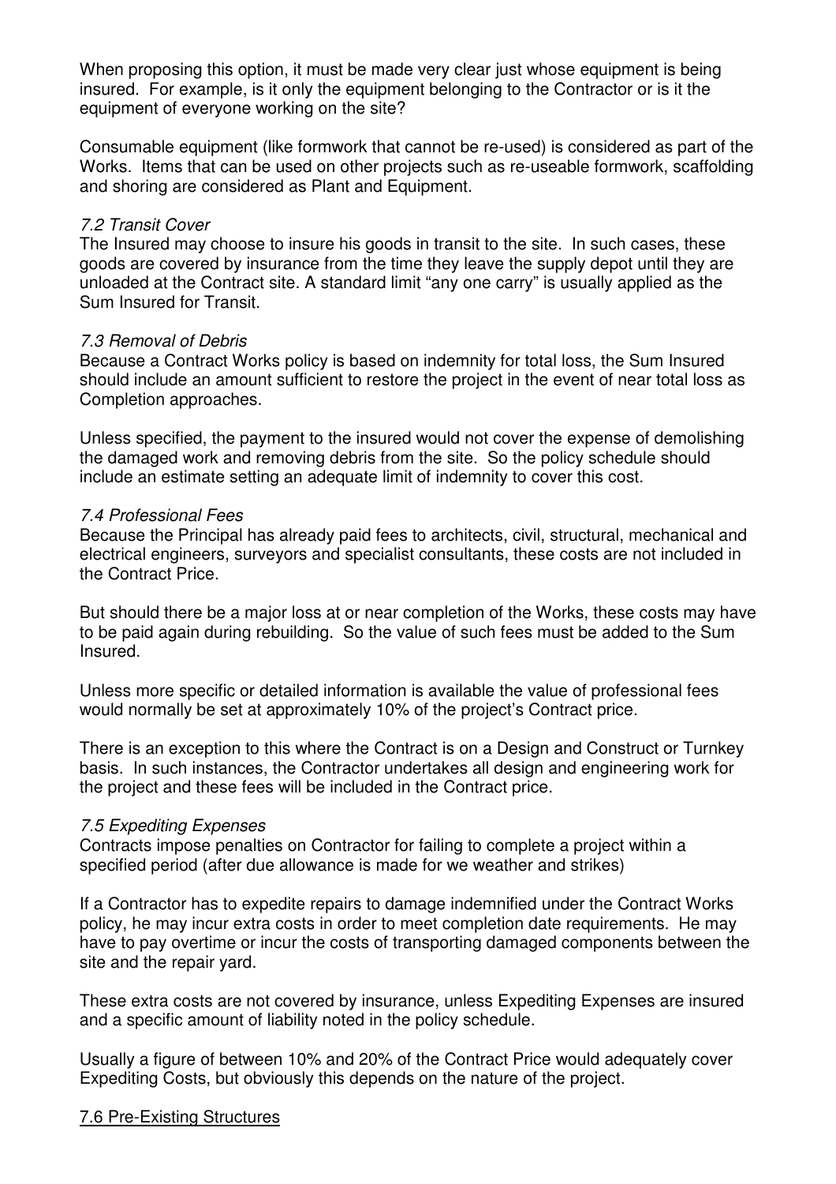When proposing this option, it must be made very clear just whose equipment is being insured. For example, is it only the equipment belonging to the Contractor or is it the equipment of everyone working on the site?

Consumable equipment (like formwork that cannot be re-used) is considered as part of the Works. Items that can be used on other projects such as re-useable formwork, scaffolding and shoring are considered as Plant and Equipment.

*7.2 Transit Cover*

The Insured may choose to insure his goods in transit to the site. In such cases, these goods are covered by insurance from the time they leave the supply depot until they are unloaded at the Contract site. A standard limit "any one carry" is usually applied as the Sum Insured for Transit.

*7.3 Removal of Debris*

Because a Contract Works policy is based on indemnity for total loss, the Sum Insured should include an amount sufficient to restore the project in the event of near total loss as Completion approaches.

Unless specified, the payment to the insured would not cover the expense of demolishing the damaged work and removing debris from the site. So the policy schedule should include an estimate setting an adequate limit of indemnity to cover this cost.

*7.4 Professional Fees*

Because the Principal has already paid fees to architects, civil, structural, mechanical and electrical engineers, surveyors and specialist consultants, these costs are not included in the Contract Price.

But should there be a major loss at or near completion of the Works, these costs may have to be paid again during rebuilding. So the value of such fees must be added to the Sum Insured.

Unless more specific or detailed information is available the value of professional fees would normally be set at approximately 10% of the project's Contract price.

There is an exception to this where the Contract is on a Design and Construct or Turnkey basis. In such instances, the Contractor undertakes all design and engineering work for the project and these fees will be included in the Contract price.

*7.5 Expediting Expenses*

Contracts impose penalties on Contractor for failing to complete a project within a specified period (after due allowance is made for we weather and strikes)

If a Contractor has to expedite repairs to damage indemnified under the Contract Works policy, he may incur extra costs in order to meet completion date requirements. He may have to pay overtime or incur the costs of transporting damaged components between the site and the repair yard.

These extra costs are not covered by insurance, unless Expediting Expenses are insured and a specific amount of liability noted in the policy schedule.

Usually a figure of between 10% and 20% of the Contract Price would adequately cover Expediting Costs, but obviously this depends on the nature of the project.

7.6 Pre-Existing Structures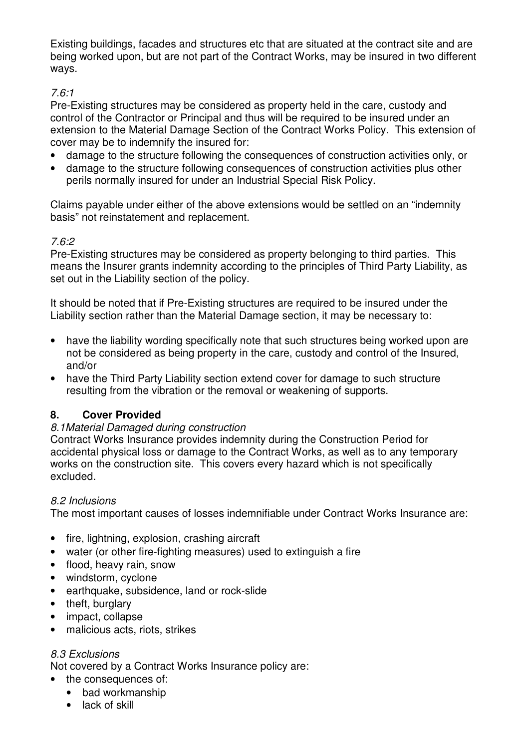Existing buildings, facades and structures etc that are situated at the contract site and are being worked upon, but are not part of the Contract Works, may be insured in two different ways.

*7.6:1*

Pre-Existing structures may be considered as property held in the care, custody and control of the Contractor or Principal and thus will be required to be insured under an extension to the Material Damage Section of the Contract Works Policy. This extension of cover may be to indemnify the insured for:

- damage to the structure following the consequences of construction activities only, or
- damage to the structure following consequences of construction activities plus other perils normally insured for under an Industrial Special Risk Policy.

Claims payable under either of the above extensions would be settled on an "indemnity basis" not reinstatement and replacement.

*7.6:2*

Pre-Existing structures may be considered as property belonging to third parties. This means the Insurer grants indemnity according to the principles of Third Party Liability, as set out in the Liability section of the policy.

It should be noted that if Pre-Existing structures are required to be insured under the Liability section rather than the Material Damage section, it may be necessary to:

- have the liability wording specifically note that such structures being worked upon are not be considered as being property in the care, custody and control of the Insured, and/or
- have the Third Party Liability section extend cover for damage to such structure resulting from the vibration or the removal or weakening of supports.

## 8. Cover Provided

*8.1Material Damaged during construction*

Contract Works Insurance provides indemnity during the Construction Period for accidental physical loss or damage to the Contract Works, as well as to any temporary works on the construction site. This covers every hazard which is not specifically excluded.

*8.2 Inclusions*

The most important causes of losses indemnifiable under Contract Works Insurance are:

- fire, lightning, explosion, crashing aircraft
- water (or other fire-fighting measures) used to extinguish a fire
- flood, heavy rain, snow
- windstorm, cyclone
- earthquake, subsidence, land or rock-slide
- theft, burglary
- impact, collapse
- malicious acts, riots, strikes

*8.3 Exclusions*

Not covered by a Contract Works Insurance policy are:

- the consequences of:
  - bad workmanship
  - lack of skill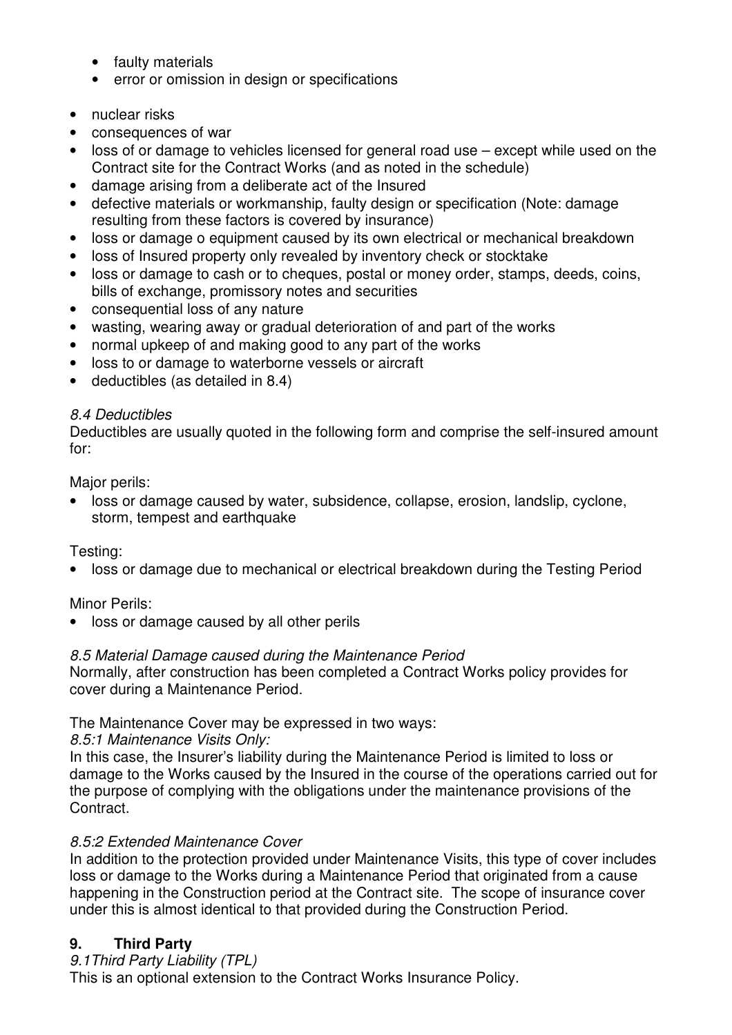- faulty materials
  - error or omission in design or specifications

- nuclear risks
- consequences of war
- loss of or damage to vehicles licensed for general road use – except while used on the Contract site for the Contract Works (and as noted in the schedule)
- damage arising from a deliberate act of the Insured
- defective materials or workmanship, faulty design or specification (Note: damage resulting from these factors is covered by insurance)
- loss or damage o equipment caused by its own electrical or mechanical breakdown
- loss of Insured property only revealed by inventory check or stocktake
- loss or damage to cash or to cheques, postal or money order, stamps, deeds, coins, bills of exchange, promissory notes and securities
- consequential loss of any nature
- wasting, wearing away or gradual deterioration of and part of the works
- normal upkeep of and making good to any part of the works
- loss to or damage to waterborne vessels or aircraft
- deductibles (as detailed in 8.4)

*8.4 Deductibles*

Deductibles are usually quoted in the following form and comprise the self-insured amount for:

Major perils:

- loss or damage caused by water, subsidence, collapse, erosion, landslip, cyclone, storm, tempest and earthquake

Testing:

- loss or damage due to mechanical or electrical breakdown during the Testing Period

Minor Perils:

- loss or damage caused by all other perils

*8.5 Material Damage caused during the Maintenance Period*

Normally, after construction has been completed a Contract Works policy provides for cover during a Maintenance Period.

The Maintenance Cover may be expressed in two ways:

*8.5:1 Maintenance Visits Only:*

In this case, the Insurer's liability during the Maintenance Period is limited to loss or damage to the Works caused by the Insured in the course of the operations carried out for the purpose of complying with the obligations under the maintenance provisions of the Contract.

*8.5:2 Extended Maintenance Cover*

In addition to the protection provided under Maintenance Visits, this type of cover includes loss or damage to the Works during a Maintenance Period that originated from a cause happening in the Construction period at the Contract site. The scope of insurance cover under this is almost identical to that provided during the Construction Period.

## 9. Third Party

*9.1Third Party Liability (TPL)*

This is an optional extension to the Contract Works Insurance Policy.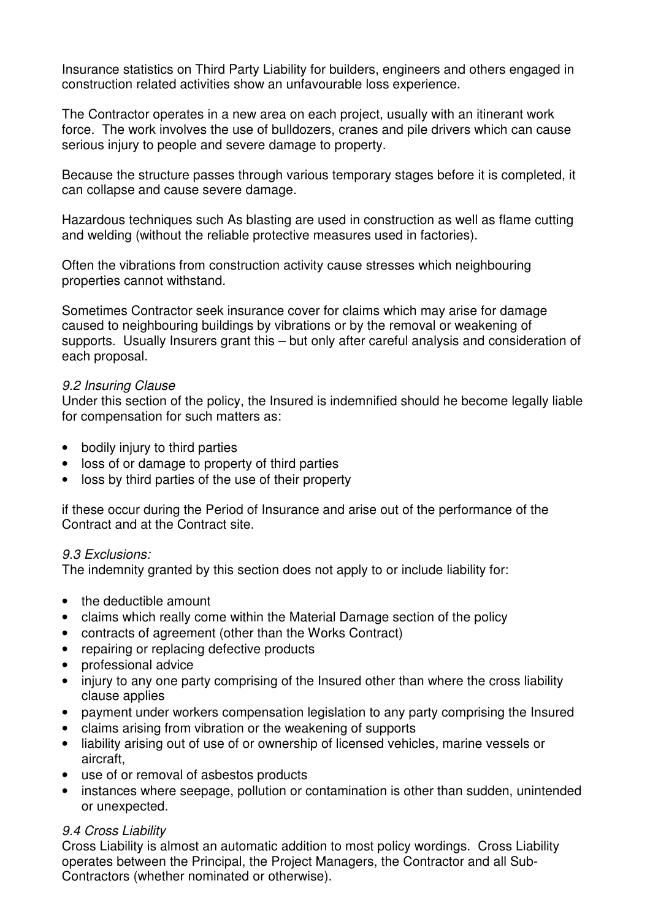Insurance statistics on Third Party Liability for builders, engineers and others engaged in construction related activities show an unfavourable loss experience.

The Contractor operates in a new area on each project, usually with an itinerant work force. The work involves the use of bulldozers, cranes and pile drivers which can cause serious injury to people and severe damage to property.

Because the structure passes through various temporary stages before it is completed, it can collapse and cause severe damage.

Hazardous techniques such As blasting are used in construction as well as flame cutting and welding (without the reliable protective measures used in factories).

Often the vibrations from construction activity cause stresses which neighbouring properties cannot withstand.

Sometimes Contractor seek insurance cover for claims which may arise for damage caused to neighbouring buildings by vibrations or by the removal or weakening of supports. Usually Insurers grant this – but only after careful analysis and consideration of each proposal.

*9.2 Insuring Clause*

Under this section of the policy, the Insured is indemnified should he become legally liable for compensation for such matters as:

- bodily injury to third parties
- loss of or damage to property of third parties
- loss by third parties of the use of their property

if these occur during the Period of Insurance and arise out of the performance of the Contract and at the Contract site.

*9.3 Exclusions:*

The indemnity granted by this section does not apply to or include liability for:

- the deductible amount
- claims which really come within the Material Damage section of the policy
- contracts of agreement (other than the Works Contract)
- repairing or replacing defective products
- professional advice
- injury to any one party comprising of the Insured other than where the cross liability clause applies
- payment under workers compensation legislation to any party comprising the Insured
- claims arising from vibration or the weakening of supports
- liability arising out of use of or ownership of licensed vehicles, marine vessels or aircraft,
- use of or removal of asbestos products
- instances where seepage, pollution or contamination is other than sudden, unintended or unexpected.

*9.4 Cross Liability*

Cross Liability is almost an automatic addition to most policy wordings. Cross Liability operates between the Principal, the Project Managers, the Contractor and all Sub-Contractors (whether nominated or otherwise).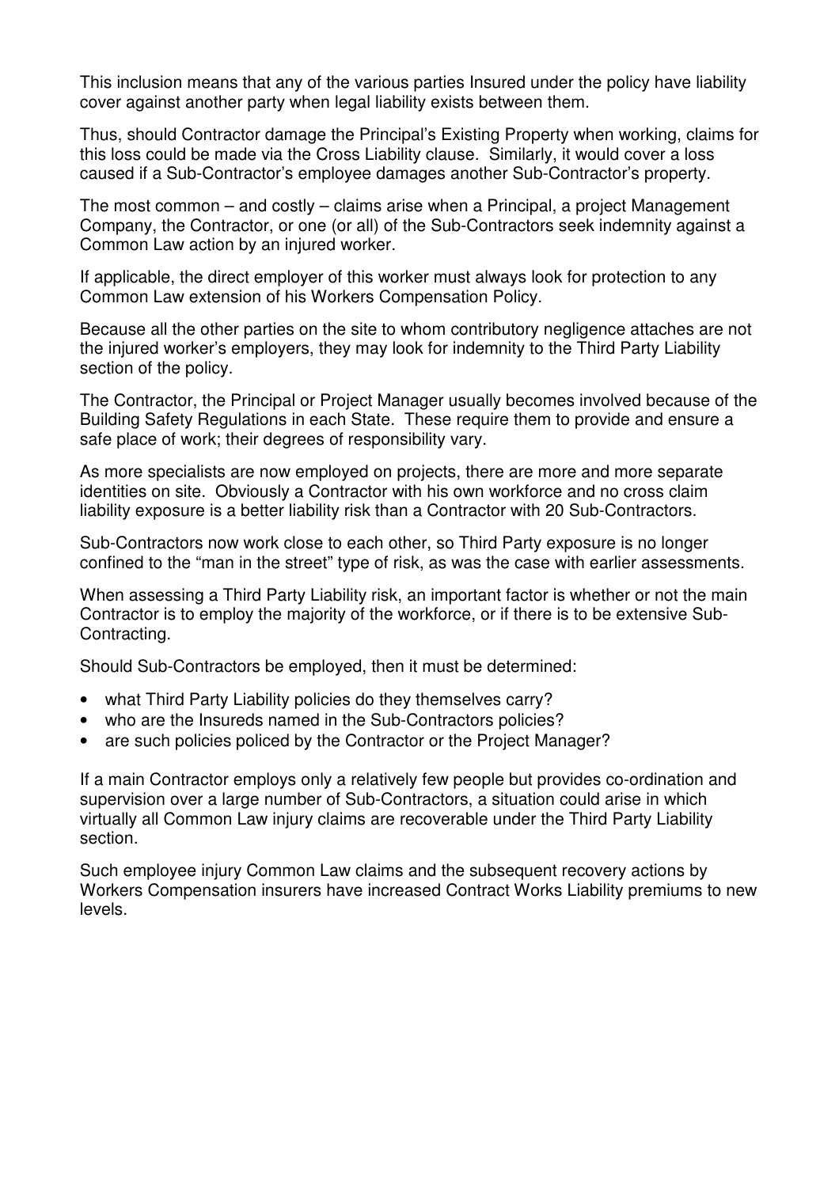This inclusion means that any of the various parties Insured under the policy have liability cover against another party when legal liability exists between them.

Thus, should Contractor damage the Principal's Existing Property when working, claims for this loss could be made via the Cross Liability clause. Similarly, it would cover a loss caused if a Sub-Contractor's employee damages another Sub-Contractor's property.

The most common – and costly – claims arise when a Principal, a project Management Company, the Contractor, or one (or all) of the Sub-Contractors seek indemnity against a Common Law action by an injured worker.

If applicable, the direct employer of this worker must always look for protection to any Common Law extension of his Workers Compensation Policy.

Because all the other parties on the site to whom contributory negligence attaches are not the injured worker's employers, they may look for indemnity to the Third Party Liability section of the policy.

The Contractor, the Principal or Project Manager usually becomes involved because of the Building Safety Regulations in each State. These require them to provide and ensure a safe place of work; their degrees of responsibility vary.

As more specialists are now employed on projects, there are more and more separate identities on site. Obviously a Contractor with his own workforce and no cross claim liability exposure is a better liability risk than a Contractor with 20 Sub-Contractors.

Sub-Contractors now work close to each other, so Third Party exposure is no longer confined to the "man in the street" type of risk, as was the case with earlier assessments.

When assessing a Third Party Liability risk, an important factor is whether or not the main Contractor is to employ the majority of the workforce, or if there is to be extensive Sub-Contracting.

Should Sub-Contractors be employed, then it must be determined:

- what Third Party Liability policies do they themselves carry?
- who are the Insureds named in the Sub-Contractors policies?
- are such policies policed by the Contractor or the Project Manager?

If a main Contractor employs only a relatively few people but provides co-ordination and supervision over a large number of Sub-Contractors, a situation could arise in which virtually all Common Law injury claims are recoverable under the Third Party Liability section.

Such employee injury Common Law claims and the subsequent recovery actions by Workers Compensation insurers have increased Contract Works Liability premiums to new levels.